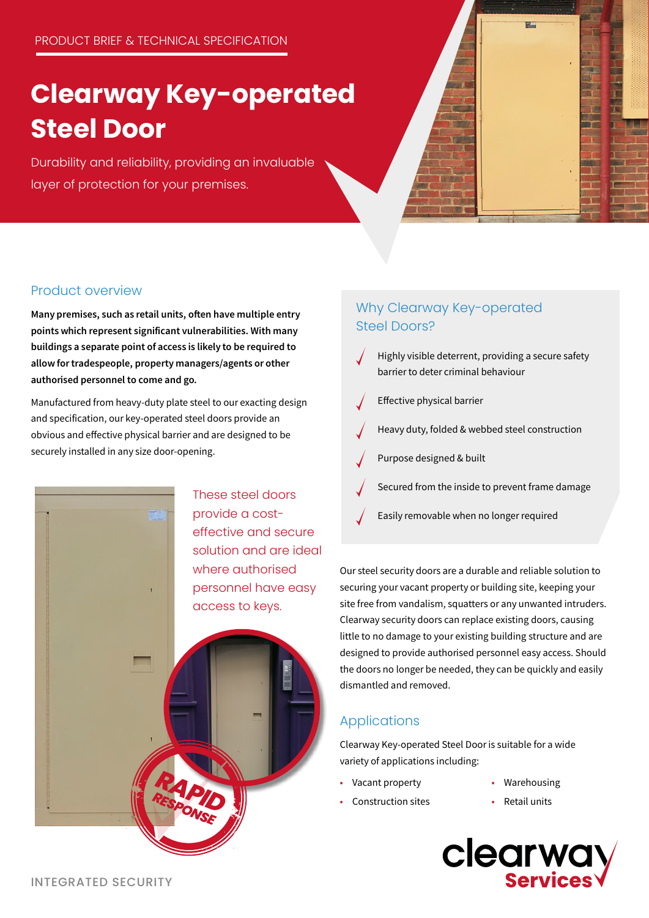PRODUCT BRIEF & TECHNICAL SPECIFICATION

# Clearway Key-operated Steel Door

Durability and reliability, providing an invaluable layer of protection for your premises.

## Product overview

**Many premises, such as retail units, often have multiple entry points which represent significant vulnerabilities. With many buildings a separate point of access is likely to be required to allow for tradespeople, property managers/agents or other authorised personnel to come and go.**

Manufactured from heavy-duty plate steel to our exacting design and specification, our key-operated steel doors provide an obvious and effective physical barrier and are designed to be securely installed in any size door-opening.

These steel doors provide a cost-effective and secure solution and are ideal where authorised personnel have easy access to keys.

## Why Clearway Key-operated Steel Doors?

- Highly visible deterrent, providing a secure safety barrier to deter criminal behaviour
- Effective physical barrier
- Heavy duty, folded & webbed steel construction
- Purpose designed & built
- Secured from the inside to prevent frame damage
- Easily removable when no longer required

Our steel security doors are a durable and reliable solution to securing your vacant property or building site, keeping your site free from vandalism, squatters or any unwanted intruders. Clearway security doors can replace existing doors, causing little to no damage to your existing building structure and are designed to provide authorised personnel easy access. Should the doors no longer be needed, they can be quickly and easily dismantled and removed.

## Applications

Clearway Key-operated Steel Door is suitable for a wide variety of applications including:

- Vacant property
- Construction sites
- Warehousing
- Retail units

INTEGRATED SECURITY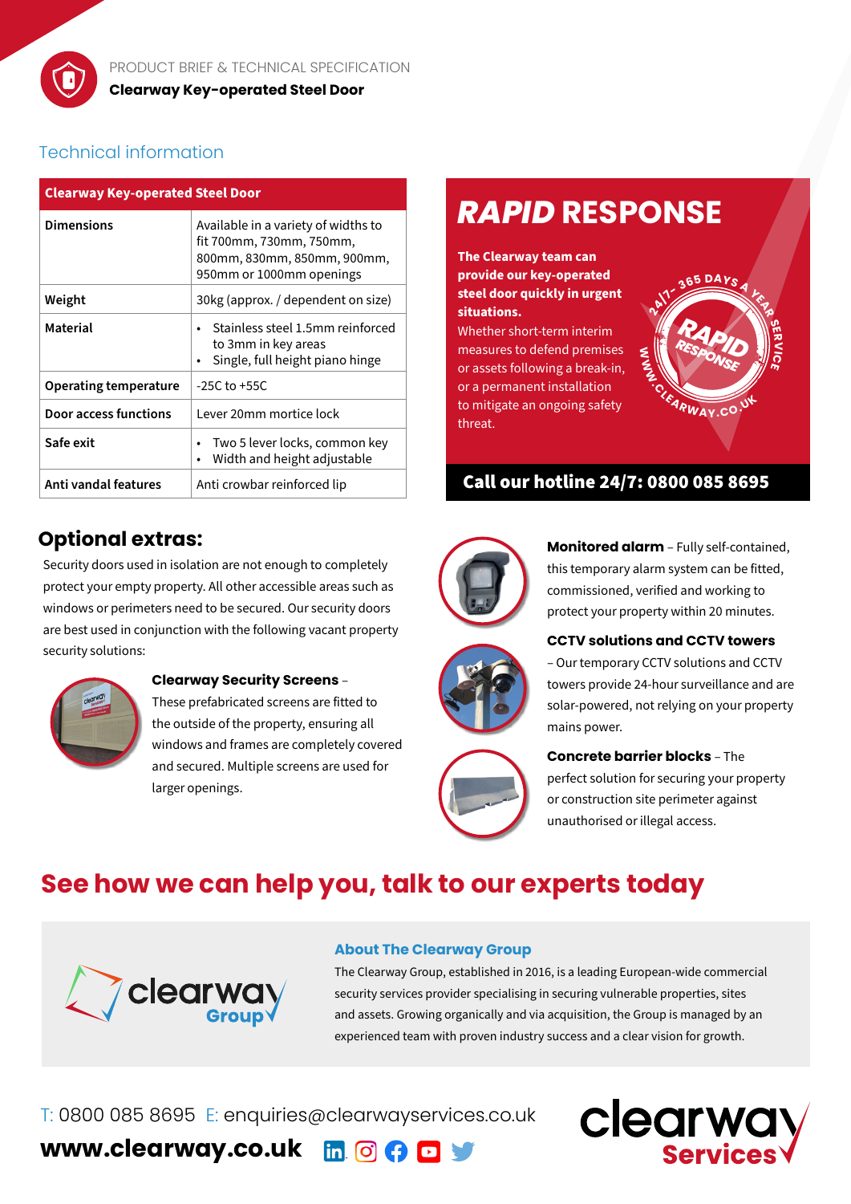PRODUCT BRIEF & TECHNICAL SPECIFICATION

**Clearway Key-operated Steel Door**

## Technical information

| Clearway Key-operated Steel Door | |
|---|---|
| **Dimensions** | Available in a variety of widths to fit 700mm, 730mm, 750mm, 800mm, 830mm, 850mm, 900mm, 950mm or 1000mm openings |
| **Weight** | 30kg (approx. / dependent on size) |
| **Material** | • Stainless steel 1.5mm reinforced to 3mm in key areas<br>• Single, full height piano hinge |
| **Operating temperature** | -25C to +55C |
| **Door access functions** | Lever 20mm mortice lock |
| **Safe exit** | • Two 5 lever locks, common key<br>• Width and height adjustable |
| **Anti vandal features** | Anti crowbar reinforced lip |

## *RAPID* RESPONSE

**The Clearway team can provide our key-operated steel door quickly in urgent situations.**

Whether short-term interim measures to defend premises or assets following a break-in, or a permanent installation to mitigate an ongoing safety threat.

24/7- 365 DAYS A YEAR SERVICE
RAPID RESPONSE
WWW.CLEARWAY.CO.UK

**Call our hotline 24/7: 0800 085 8695**

## Optional extras:

Security doors used in isolation are not enough to completely protect your empty property. All other accessible areas such as windows or perimeters need to be secured. Our security doors are best used in conjunction with the following vacant property security solutions:

**Clearway Security Screens** – These prefabricated screens are fitted to the outside of the property, ensuring all windows and frames are completely covered and secured. Multiple screens are used for larger openings.

**Monitored alarm** – Fully self-contained, this temporary alarm system can be fitted, commissioned, verified and working to protect your property within 20 minutes.

**CCTV solutions and CCTV towers** – Our temporary CCTV solutions and CCTV towers provide 24-hour surveillance and are solar-powered, not relying on your property mains power.

**Concrete barrier blocks** – The perfect solution for securing your property or construction site perimeter against unauthorised or illegal access.

## See how we can help you, talk to our experts today

clearway Group

### About The Clearway Group

The Clearway Group, established in 2016, is a leading European-wide commercial security services provider specialising in securing vulnerable properties, sites and assets. Growing organically and via acquisition, the Group is managed by an experienced team with proven industry success and a clear vision for growth.

T: 0800 085 8695 E: enquiries@clearwayservices.co.uk

**www.clearway.co.uk**

clearway Services